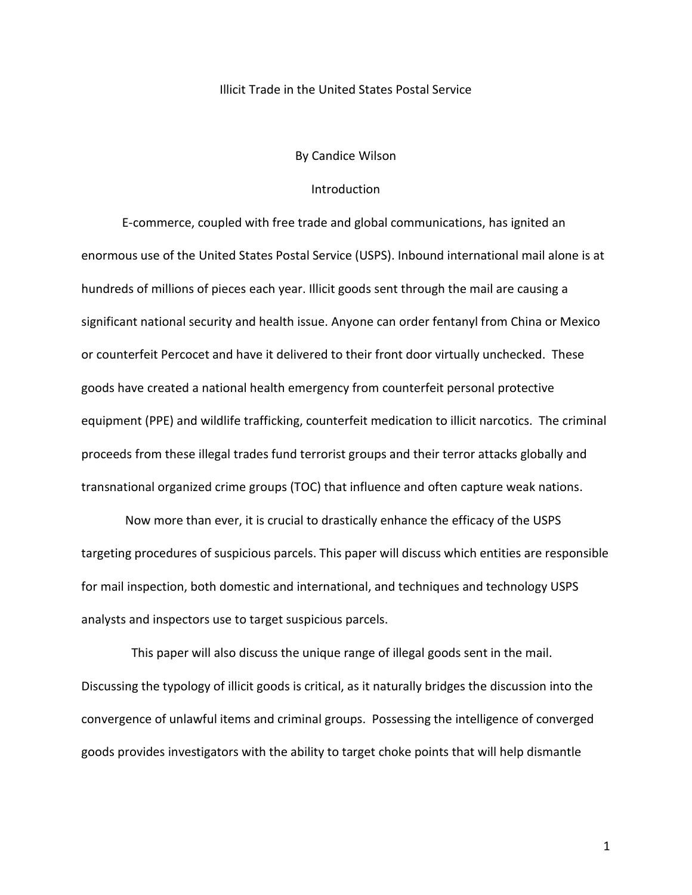# Illicit Trade in the United States Postal Service

By Candice Wilson

## Introduction

E-commerce, coupled with free trade and global communications, has ignited an enormous use of the United States Postal Service (USPS). Inbound international mail alone is at hundreds of millions of pieces each year. Illicit goods sent through the mail are causing a significant national security and health issue. Anyone can order fentanyl from China or Mexico or counterfeit Percocet and have it delivered to their front door virtually unchecked. These goods have created a national health emergency from counterfeit personal protective equipment (PPE) and wildlife trafficking, counterfeit medication to illicit narcotics. The criminal proceeds from these illegal trades fund terrorist groups and their terror attacks globally and transnational organized crime groups (TOC) that influence and often capture weak nations.

Now more than ever, it is crucial to drastically enhance the efficacy of the USPS targeting procedures of suspicious parcels. This paper will discuss which entities are responsible for mail inspection, both domestic and international, and techniques and technology USPS analysts and inspectors use to target suspicious parcels.

This paper will also discuss the unique range of illegal goods sent in the mail. Discussing the typology of illicit goods is critical, as it naturally bridges the discussion into the convergence of unlawful items and criminal groups. Possessing the intelligence of converged goods provides investigators with the ability to target choke points that will help dismantle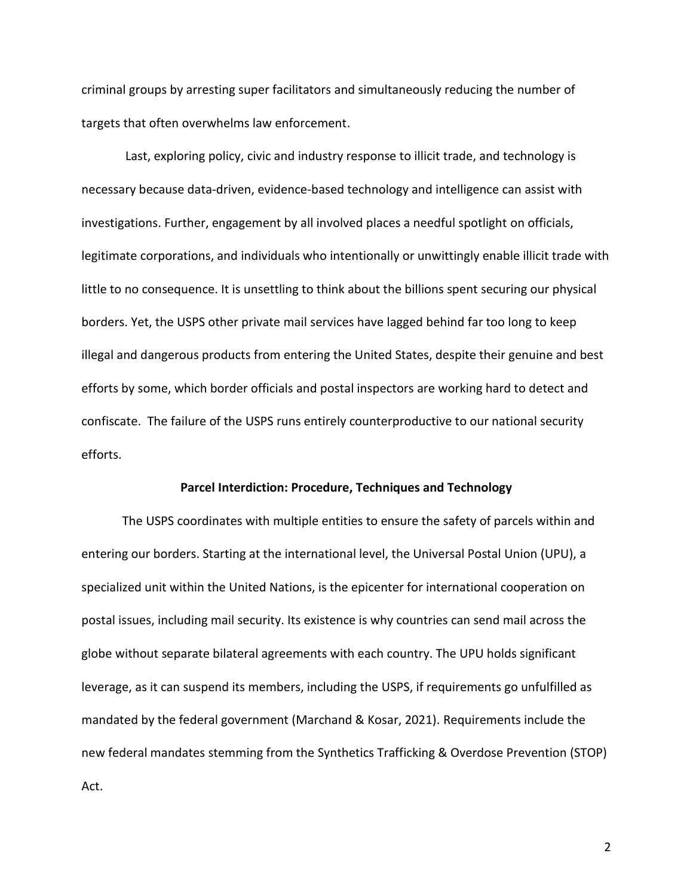criminal groups by arresting super facilitators and simultaneously reducing the number of targets that often overwhelms law enforcement.

Last, exploring policy, civic and industry response to illicit trade, and technology is necessary because data-driven, evidence-based technology and intelligence can assist with investigations. Further, engagement by all involved places a needful spotlight on officials, legitimate corporations, and individuals who intentionally or unwittingly enable illicit trade with little to no consequence. It is unsettling to think about the billions spent securing our physical borders. Yet, the USPS other private mail services have lagged behind far too long to keep illegal and dangerous products from entering the United States, despite their genuine and best efforts by some, which border officials and postal inspectors are working hard to detect and confiscate. The failure of the USPS runs entirely counterproductive to our national security efforts.

**Parcel Interdiction: Procedure, Techniques and Technology**

The USPS coordinates with multiple entities to ensure the safety of parcels within and entering our borders. Starting at the international level, the Universal Postal Union (UPU), a specialized unit within the United Nations, is the epicenter for international cooperation on postal issues, including mail security. Its existence is why countries can send mail across the globe without separate bilateral agreements with each country. The UPU holds significant leverage, as it can suspend its members, including the USPS, if requirements go unfulfilled as mandated by the federal government (Marchand & Kosar, 2021). Requirements include the new federal mandates stemming from the Synthetics Trafficking & Overdose Prevention (STOP) Act.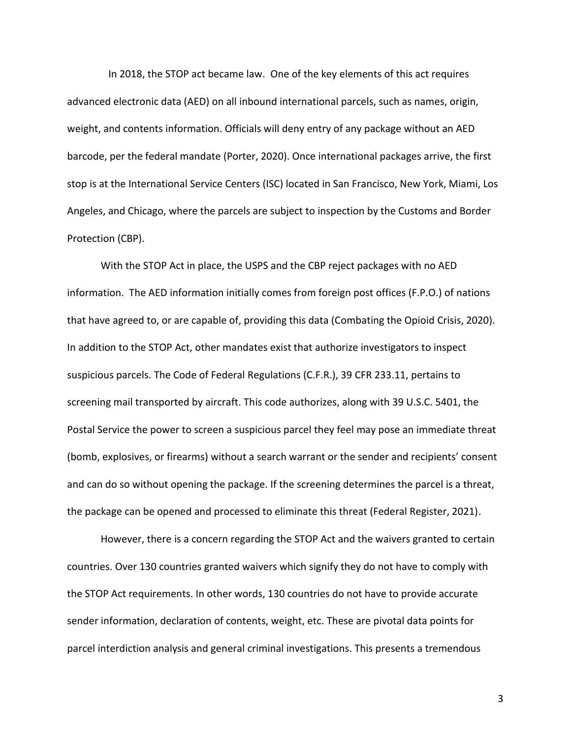In 2018, the STOP act became law. One of the key elements of this act requires advanced electronic data (AED) on all inbound international parcels, such as names, origin, weight, and contents information. Officials will deny entry of any package without an AED barcode, per the federal mandate (Porter, 2020). Once international packages arrive, the first stop is at the International Service Centers (ISC) located in San Francisco, New York, Miami, Los Angeles, and Chicago, where the parcels are subject to inspection by the Customs and Border Protection (CBP).

With the STOP Act in place, the USPS and the CBP reject packages with no AED information. The AED information initially comes from foreign post offices (F.P.O.) of nations that have agreed to, or are capable of, providing this data (Combating the Opioid Crisis, 2020). In addition to the STOP Act, other mandates exist that authorize investigators to inspect suspicious parcels. The Code of Federal Regulations (C.F.R.), 39 CFR 233.11, pertains to screening mail transported by aircraft. This code authorizes, along with 39 U.S.C. 5401, the Postal Service the power to screen a suspicious parcel they feel may pose an immediate threat (bomb, explosives, or firearms) without a search warrant or the sender and recipients' consent and can do so without opening the package. If the screening determines the parcel is a threat, the package can be opened and processed to eliminate this threat (Federal Register, 2021).

However, there is a concern regarding the STOP Act and the waivers granted to certain countries. Over 130 countries granted waivers which signify they do not have to comply with the STOP Act requirements. In other words, 130 countries do not have to provide accurate sender information, declaration of contents, weight, etc. These are pivotal data points for parcel interdiction analysis and general criminal investigations. This presents a tremendous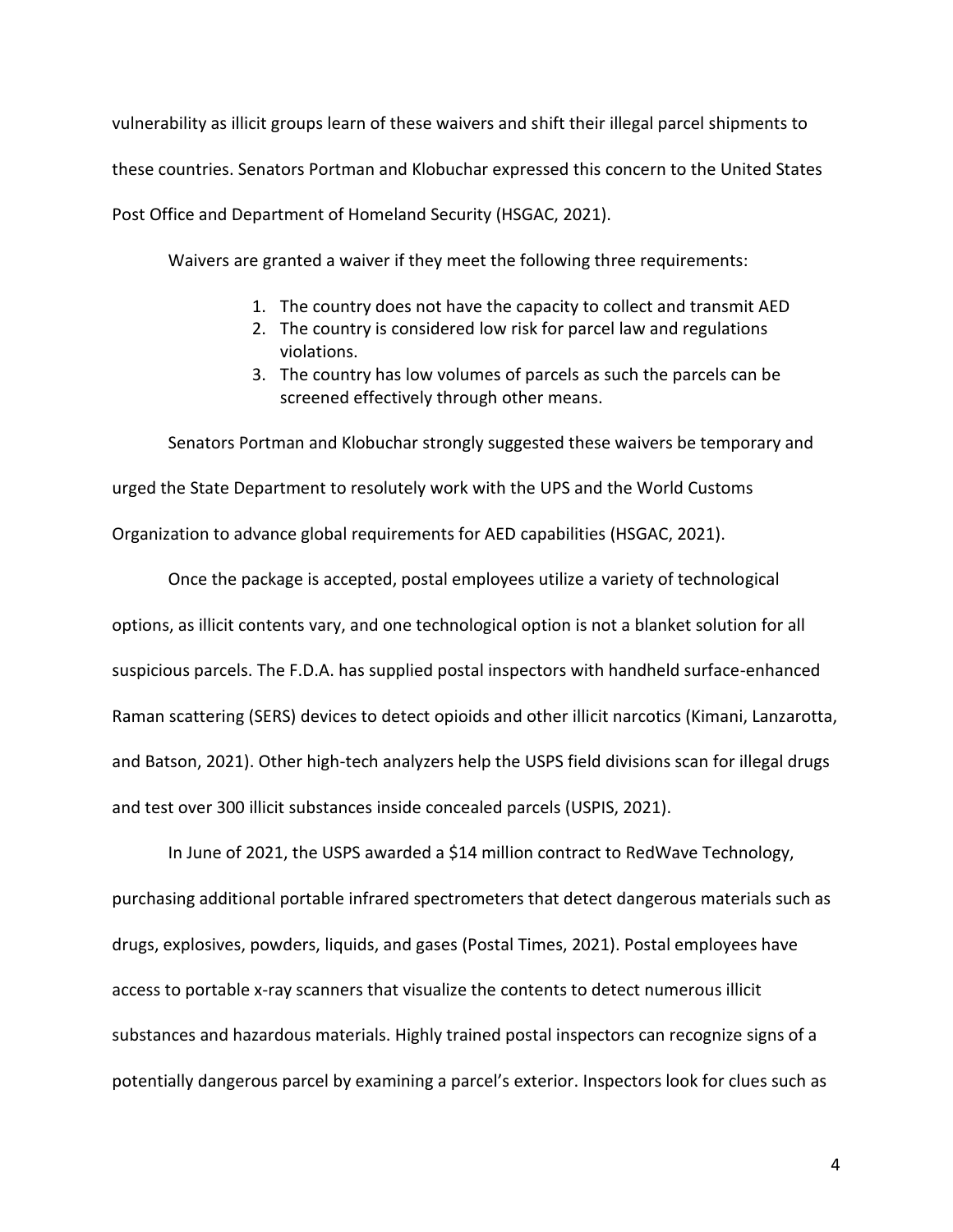vulnerability as illicit groups learn of these waivers and shift their illegal parcel shipments to these countries. Senators Portman and Klobuchar expressed this concern to the United States Post Office and Department of Homeland Security (HSGAC, 2021).

Waivers are granted a waiver if they meet the following three requirements:

1. The country does not have the capacity to collect and transmit AED
2. The country is considered low risk for parcel law and regulations violations.
3. The country has low volumes of parcels as such the parcels can be screened effectively through other means.

Senators Portman and Klobuchar strongly suggested these waivers be temporary and urged the State Department to resolutely work with the UPS and the World Customs Organization to advance global requirements for AED capabilities (HSGAC, 2021).

Once the package is accepted, postal employees utilize a variety of technological options, as illicit contents vary, and one technological option is not a blanket solution for all suspicious parcels. The F.D.A. has supplied postal inspectors with handheld surface-enhanced Raman scattering (SERS) devices to detect opioids and other illicit narcotics (Kimani, Lanzarotta, and Batson, 2021). Other high-tech analyzers help the USPS field divisions scan for illegal drugs and test over 300 illicit substances inside concealed parcels (USPIS, 2021).

In June of 2021, the USPS awarded a $14 million contract to RedWave Technology, purchasing additional portable infrared spectrometers that detect dangerous materials such as drugs, explosives, powders, liquids, and gases (Postal Times, 2021). Postal employees have access to portable x-ray scanners that visualize the contents to detect numerous illicit substances and hazardous materials. Highly trained postal inspectors can recognize signs of a potentially dangerous parcel by examining a parcel's exterior. Inspectors look for clues such as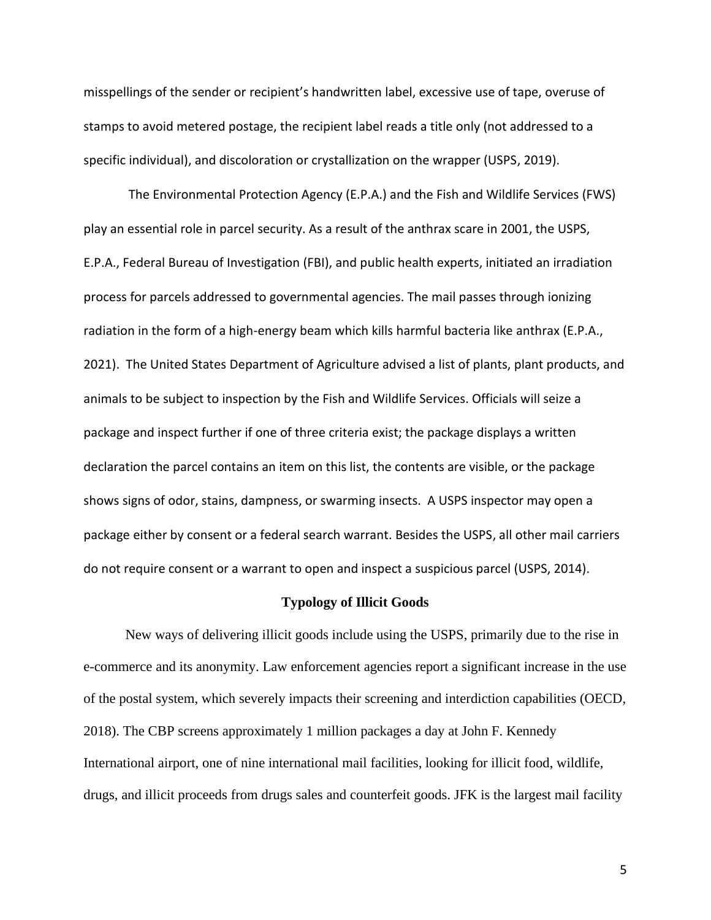misspellings of the sender or recipient's handwritten label, excessive use of tape, overuse of stamps to avoid metered postage, the recipient label reads a title only (not addressed to a specific individual), and discoloration or crystallization on the wrapper (USPS, 2019).

The Environmental Protection Agency (E.P.A.) and the Fish and Wildlife Services (FWS) play an essential role in parcel security. As a result of the anthrax scare in 2001, the USPS, E.P.A., Federal Bureau of Investigation (FBI), and public health experts, initiated an irradiation process for parcels addressed to governmental agencies. The mail passes through ionizing radiation in the form of a high-energy beam which kills harmful bacteria like anthrax (E.P.A., 2021). The United States Department of Agriculture advised a list of plants, plant products, and animals to be subject to inspection by the Fish and Wildlife Services. Officials will seize a package and inspect further if one of three criteria exist; the package displays a written declaration the parcel contains an item on this list, the contents are visible, or the package shows signs of odor, stains, dampness, or swarming insects. A USPS inspector may open a package either by consent or a federal search warrant. Besides the USPS, all other mail carriers do not require consent or a warrant to open and inspect a suspicious parcel (USPS, 2014).

## Typology of Illicit Goods

New ways of delivering illicit goods include using the USPS, primarily due to the rise in e-commerce and its anonymity. Law enforcement agencies report a significant increase in the use of the postal system, which severely impacts their screening and interdiction capabilities (OECD, 2018). The CBP screens approximately 1 million packages a day at John F. Kennedy International airport, one of nine international mail facilities, looking for illicit food, wildlife, drugs, and illicit proceeds from drugs sales and counterfeit goods. JFK is the largest mail facility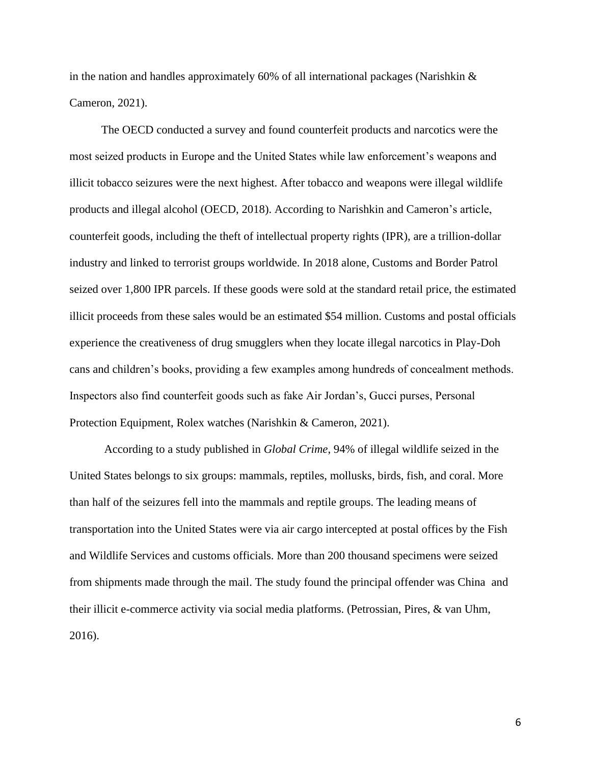in the nation and handles approximately 60% of all international packages (Narishkin & Cameron, 2021).

The OECD conducted a survey and found counterfeit products and narcotics were the most seized products in Europe and the United States while law enforcement's weapons and illicit tobacco seizures were the next highest. After tobacco and weapons were illegal wildlife products and illegal alcohol (OECD, 2018). According to Narishkin and Cameron's article, counterfeit goods, including the theft of intellectual property rights (IPR), are a trillion-dollar industry and linked to terrorist groups worldwide. In 2018 alone, Customs and Border Patrol seized over 1,800 IPR parcels. If these goods were sold at the standard retail price, the estimated illicit proceeds from these sales would be an estimated $54 million. Customs and postal officials experience the creativeness of drug smugglers when they locate illegal narcotics in Play-Doh cans and children's books, providing a few examples among hundreds of concealment methods. Inspectors also find counterfeit goods such as fake Air Jordan's, Gucci purses, Personal Protection Equipment, Rolex watches (Narishkin & Cameron, 2021).

According to a study published in *Global Crime*, 94% of illegal wildlife seized in the United States belongs to six groups: mammals, reptiles, mollusks, birds, fish, and coral. More than half of the seizures fell into the mammals and reptile groups. The leading means of transportation into the United States were via air cargo intercepted at postal offices by the Fish and Wildlife Services and customs officials. More than 200 thousand specimens were seized from shipments made through the mail. The study found the principal offender was China and their illicit e-commerce activity via social media platforms. (Petrossian, Pires, & van Uhm, 2016).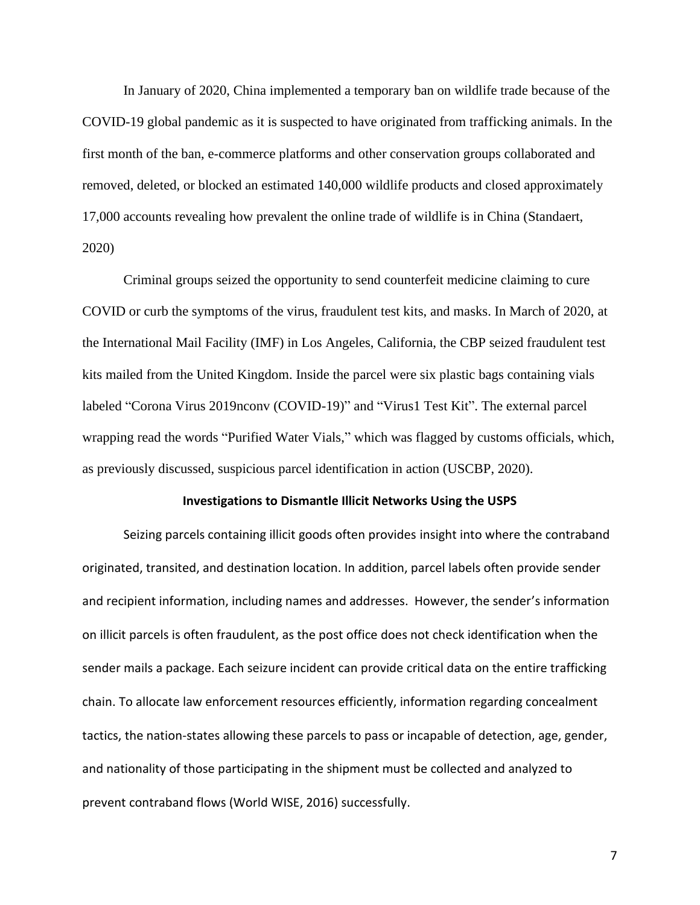In January of 2020, China implemented a temporary ban on wildlife trade because of the COVID-19 global pandemic as it is suspected to have originated from trafficking animals. In the first month of the ban, e-commerce platforms and other conservation groups collaborated and removed, deleted, or blocked an estimated 140,000 wildlife products and closed approximately 17,000 accounts revealing how prevalent the online trade of wildlife is in China (Standaert, 2020)

Criminal groups seized the opportunity to send counterfeit medicine claiming to cure COVID or curb the symptoms of the virus, fraudulent test kits, and masks. In March of 2020, at the International Mail Facility (IMF) in Los Angeles, California, the CBP seized fraudulent test kits mailed from the United Kingdom. Inside the parcel were six plastic bags containing vials labeled "Corona Virus 2019nconv (COVID-19)" and "Virus1 Test Kit". The external parcel wrapping read the words "Purified Water Vials," which was flagged by customs officials, which, as previously discussed, suspicious parcel identification in action (USCBP, 2020).

## Investigations to Dismantle Illicit Networks Using the USPS

Seizing parcels containing illicit goods often provides insight into where the contraband originated, transited, and destination location. In addition, parcel labels often provide sender and recipient information, including names and addresses. However, the sender's information on illicit parcels is often fraudulent, as the post office does not check identification when the sender mails a package. Each seizure incident can provide critical data on the entire trafficking chain. To allocate law enforcement resources efficiently, information regarding concealment tactics, the nation-states allowing these parcels to pass or incapable of detection, age, gender, and nationality of those participating in the shipment must be collected and analyzed to prevent contraband flows (World WISE, 2016) successfully.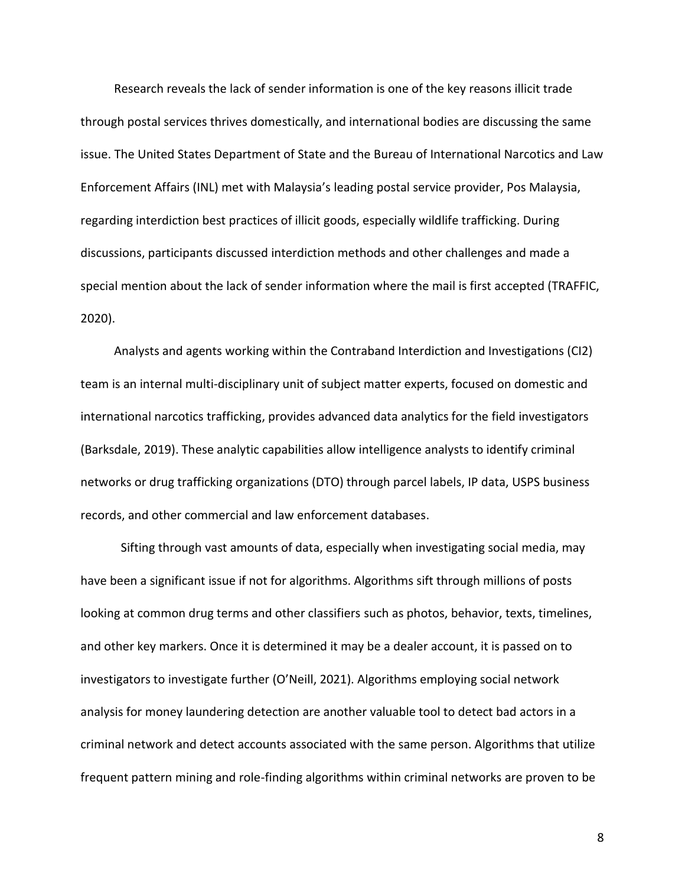Research reveals the lack of sender information is one of the key reasons illicit trade through postal services thrives domestically, and international bodies are discussing the same issue. The United States Department of State and the Bureau of International Narcotics and Law Enforcement Affairs (INL) met with Malaysia's leading postal service provider, Pos Malaysia, regarding interdiction best practices of illicit goods, especially wildlife trafficking. During discussions, participants discussed interdiction methods and other challenges and made a special mention about the lack of sender information where the mail is first accepted (TRAFFIC, 2020).

Analysts and agents working within the Contraband Interdiction and Investigations (CI2) team is an internal multi-disciplinary unit of subject matter experts, focused on domestic and international narcotics trafficking, provides advanced data analytics for the field investigators (Barksdale, 2019). These analytic capabilities allow intelligence analysts to identify criminal networks or drug trafficking organizations (DTO) through parcel labels, IP data, USPS business records, and other commercial and law enforcement databases.

Sifting through vast amounts of data, especially when investigating social media, may have been a significant issue if not for algorithms. Algorithms sift through millions of posts looking at common drug terms and other classifiers such as photos, behavior, texts, timelines, and other key markers. Once it is determined it may be a dealer account, it is passed on to investigators to investigate further (O'Neill, 2021). Algorithms employing social network analysis for money laundering detection are another valuable tool to detect bad actors in a criminal network and detect accounts associated with the same person. Algorithms that utilize frequent pattern mining and role-finding algorithms within criminal networks are proven to be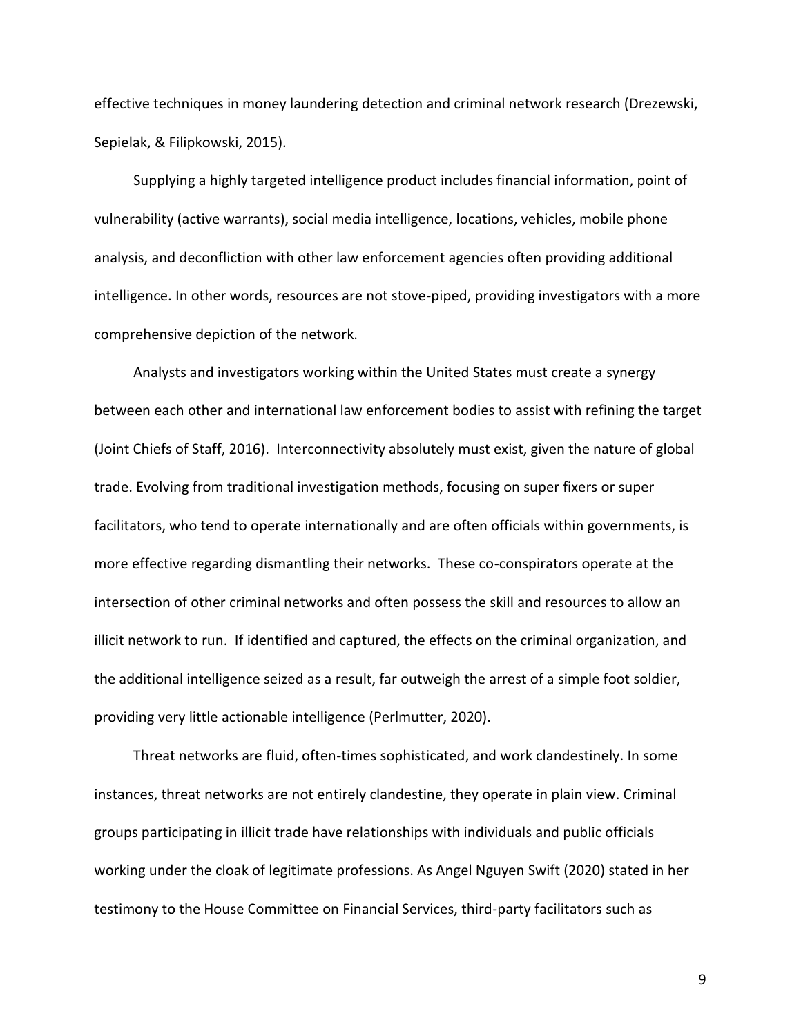effective techniques in money laundering detection and criminal network research (Drezewski, Sepielak, & Filipkowski, 2015).

Supplying a highly targeted intelligence product includes financial information, point of vulnerability (active warrants), social media intelligence, locations, vehicles, mobile phone analysis, and deconfliction with other law enforcement agencies often providing additional intelligence. In other words, resources are not stove-piped, providing investigators with a more comprehensive depiction of the network.

Analysts and investigators working within the United States must create a synergy between each other and international law enforcement bodies to assist with refining the target (Joint Chiefs of Staff, 2016). Interconnectivity absolutely must exist, given the nature of global trade. Evolving from traditional investigation methods, focusing on super fixers or super facilitators, who tend to operate internationally and are often officials within governments, is more effective regarding dismantling their networks. These co-conspirators operate at the intersection of other criminal networks and often possess the skill and resources to allow an illicit network to run. If identified and captured, the effects on the criminal organization, and the additional intelligence seized as a result, far outweigh the arrest of a simple foot soldier, providing very little actionable intelligence (Perlmutter, 2020).

Threat networks are fluid, often-times sophisticated, and work clandestinely. In some instances, threat networks are not entirely clandestine, they operate in plain view. Criminal groups participating in illicit trade have relationships with individuals and public officials working under the cloak of legitimate professions. As Angel Nguyen Swift (2020) stated in her testimony to the House Committee on Financial Services, third-party facilitators such as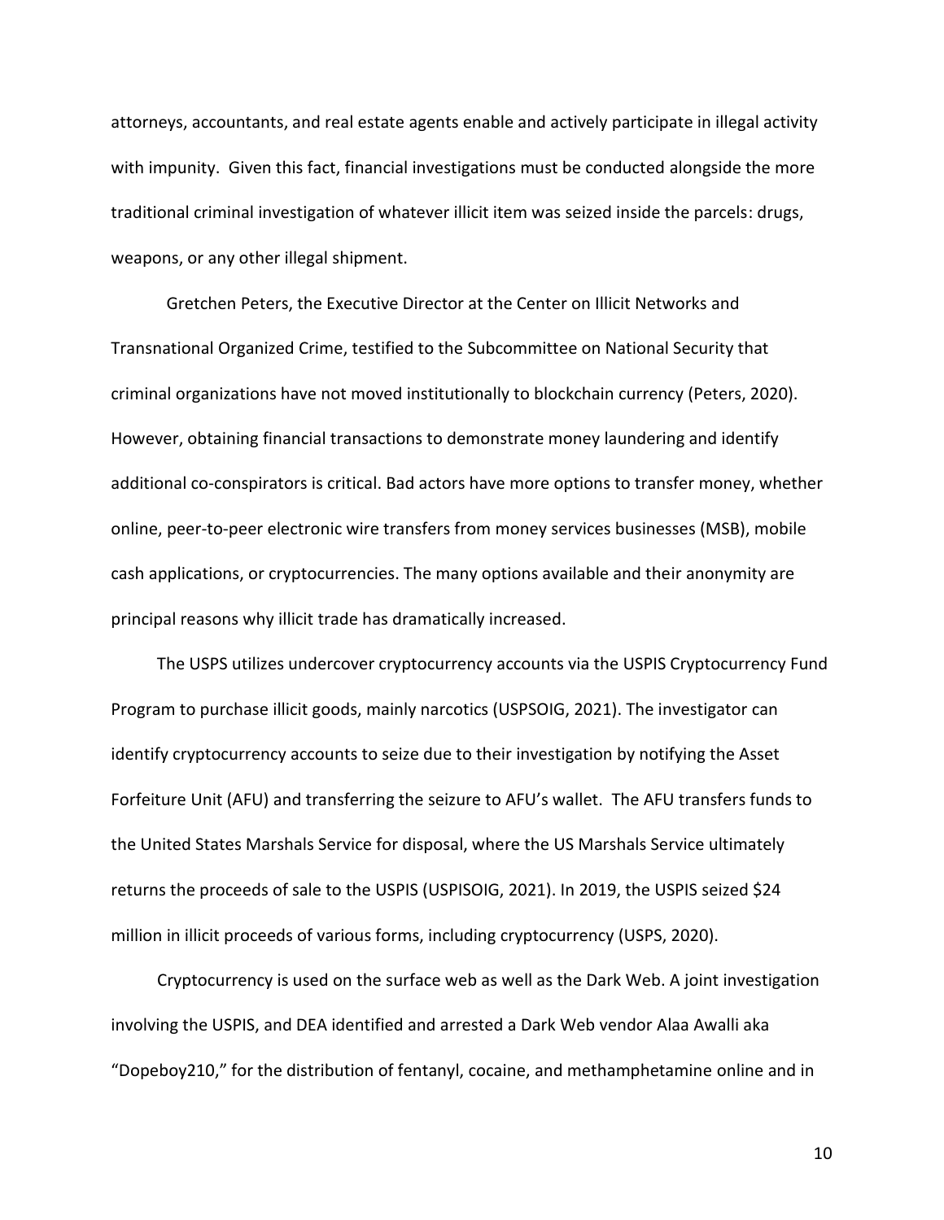attorneys, accountants, and real estate agents enable and actively participate in illegal activity with impunity. Given this fact, financial investigations must be conducted alongside the more traditional criminal investigation of whatever illicit item was seized inside the parcels: drugs, weapons, or any other illegal shipment.

Gretchen Peters, the Executive Director at the Center on Illicit Networks and Transnational Organized Crime, testified to the Subcommittee on National Security that criminal organizations have not moved institutionally to blockchain currency (Peters, 2020). However, obtaining financial transactions to demonstrate money laundering and identify additional co-conspirators is critical. Bad actors have more options to transfer money, whether online, peer-to-peer electronic wire transfers from money services businesses (MSB), mobile cash applications, or cryptocurrencies. The many options available and their anonymity are principal reasons why illicit trade has dramatically increased.

The USPS utilizes undercover cryptocurrency accounts via the USPIS Cryptocurrency Fund Program to purchase illicit goods, mainly narcotics (USPSOIG, 2021). The investigator can identify cryptocurrency accounts to seize due to their investigation by notifying the Asset Forfeiture Unit (AFU) and transferring the seizure to AFU's wallet. The AFU transfers funds to the United States Marshals Service for disposal, where the US Marshals Service ultimately returns the proceeds of sale to the USPIS (USPISOIG, 2021). In 2019, the USPIS seized $24 million in illicit proceeds of various forms, including cryptocurrency (USPS, 2020).

Cryptocurrency is used on the surface web as well as the Dark Web. A joint investigation involving the USPIS, and DEA identified and arrested a Dark Web vendor Alaa Awalli aka "Dopeboy210," for the distribution of fentanyl, cocaine, and methamphetamine online and in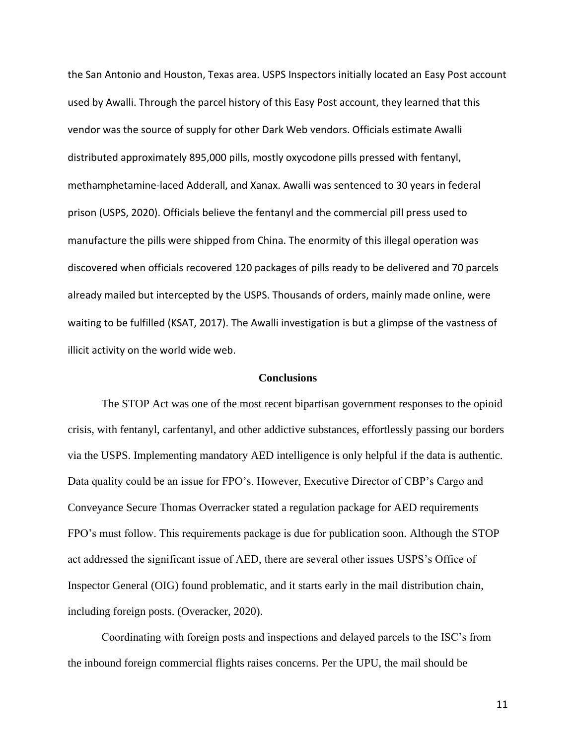the San Antonio and Houston, Texas area. USPS Inspectors initially located an Easy Post account used by Awalli. Through the parcel history of this Easy Post account, they learned that this vendor was the source of supply for other Dark Web vendors. Officials estimate Awalli distributed approximately 895,000 pills, mostly oxycodone pills pressed with fentanyl, methamphetamine-laced Adderall, and Xanax. Awalli was sentenced to 30 years in federal prison (USPS, 2020). Officials believe the fentanyl and the commercial pill press used to manufacture the pills were shipped from China. The enormity of this illegal operation was discovered when officials recovered 120 packages of pills ready to be delivered and 70 parcels already mailed but intercepted by the USPS. Thousands of orders, mainly made online, were waiting to be fulfilled (KSAT, 2017). The Awalli investigation is but a glimpse of the vastness of illicit activity on the world wide web.

## Conclusions

The STOP Act was one of the most recent bipartisan government responses to the opioid crisis, with fentanyl, carfentanyl, and other addictive substances, effortlessly passing our borders via the USPS. Implementing mandatory AED intelligence is only helpful if the data is authentic. Data quality could be an issue for FPO's. However, Executive Director of CBP's Cargo and Conveyance Secure Thomas Overracker stated a regulation package for AED requirements FPO's must follow. This requirements package is due for publication soon. Although the STOP act addressed the significant issue of AED, there are several other issues USPS's Office of Inspector General (OIG) found problematic, and it starts early in the mail distribution chain, including foreign posts. (Overacker, 2020).

Coordinating with foreign posts and inspections and delayed parcels to the ISC's from the inbound foreign commercial flights raises concerns. Per the UPU, the mail should be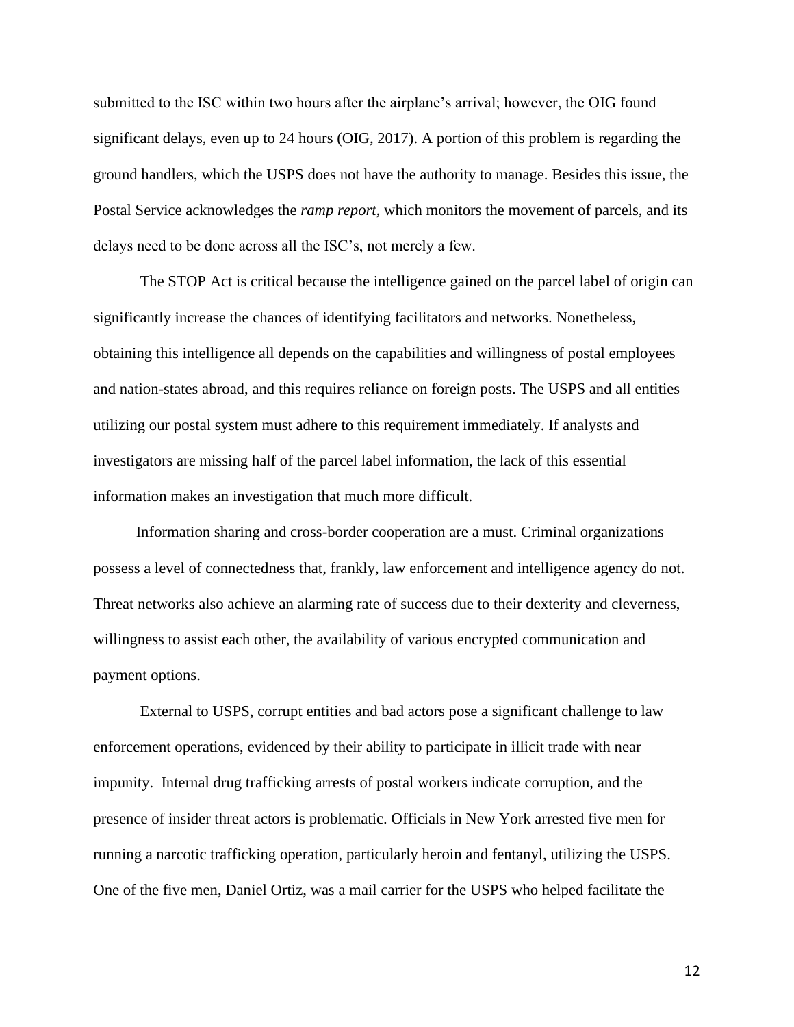submitted to the ISC within two hours after the airplane's arrival; however, the OIG found significant delays, even up to 24 hours (OIG, 2017). A portion of this problem is regarding the ground handlers, which the USPS does not have the authority to manage. Besides this issue, the Postal Service acknowledges the *ramp report*, which monitors the movement of parcels, and its delays need to be done across all the ISC's, not merely a few.

The STOP Act is critical because the intelligence gained on the parcel label of origin can significantly increase the chances of identifying facilitators and networks. Nonetheless, obtaining this intelligence all depends on the capabilities and willingness of postal employees and nation-states abroad, and this requires reliance on foreign posts. The USPS and all entities utilizing our postal system must adhere to this requirement immediately. If analysts and investigators are missing half of the parcel label information, the lack of this essential information makes an investigation that much more difficult.

Information sharing and cross-border cooperation are a must. Criminal organizations possess a level of connectedness that, frankly, law enforcement and intelligence agency do not. Threat networks also achieve an alarming rate of success due to their dexterity and cleverness, willingness to assist each other, the availability of various encrypted communication and payment options.

External to USPS, corrupt entities and bad actors pose a significant challenge to law enforcement operations, evidenced by their ability to participate in illicit trade with near impunity. Internal drug trafficking arrests of postal workers indicate corruption, and the presence of insider threat actors is problematic. Officials in New York arrested five men for running a narcotic trafficking operation, particularly heroin and fentanyl, utilizing the USPS. One of the five men, Daniel Ortiz, was a mail carrier for the USPS who helped facilitate the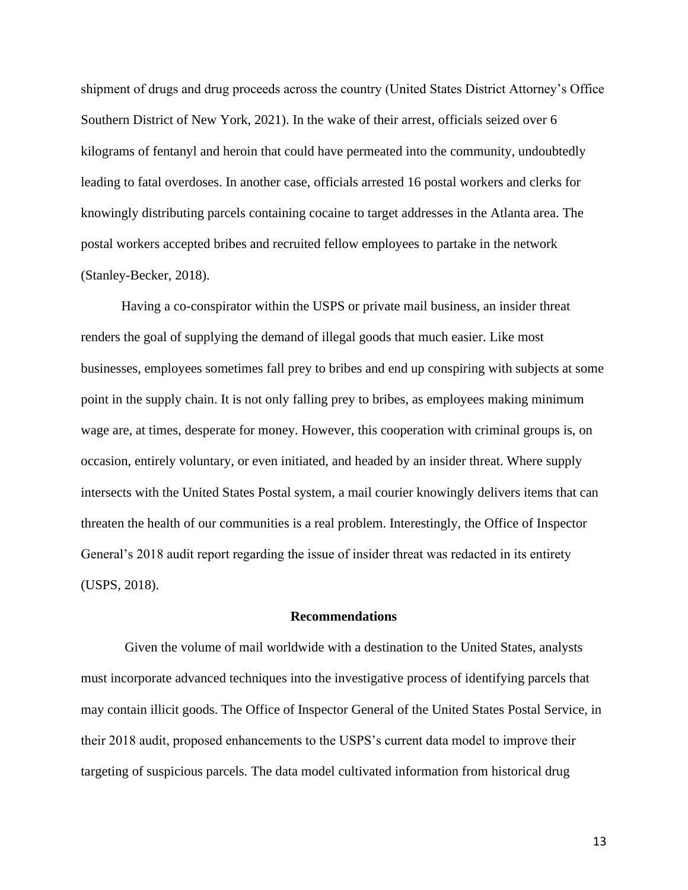shipment of drugs and drug proceeds across the country (United States District Attorney's Office Southern District of New York, 2021). In the wake of their arrest, officials seized over 6 kilograms of fentanyl and heroin that could have permeated into the community, undoubtedly leading to fatal overdoses. In another case, officials arrested 16 postal workers and clerks for knowingly distributing parcels containing cocaine to target addresses in the Atlanta area. The postal workers accepted bribes and recruited fellow employees to partake in the network (Stanley-Becker, 2018).

Having a co-conspirator within the USPS or private mail business, an insider threat renders the goal of supplying the demand of illegal goods that much easier. Like most businesses, employees sometimes fall prey to bribes and end up conspiring with subjects at some point in the supply chain. It is not only falling prey to bribes, as employees making minimum wage are, at times, desperate for money. However, this cooperation with criminal groups is, on occasion, entirely voluntary, or even initiated, and headed by an insider threat. Where supply intersects with the United States Postal system, a mail courier knowingly delivers items that can threaten the health of our communities is a real problem. Interestingly, the Office of Inspector General's 2018 audit report regarding the issue of insider threat was redacted in its entirety (USPS, 2018).

## Recommendations

Given the volume of mail worldwide with a destination to the United States, analysts must incorporate advanced techniques into the investigative process of identifying parcels that may contain illicit goods. The Office of Inspector General of the United States Postal Service, in their 2018 audit, proposed enhancements to the USPS's current data model to improve their targeting of suspicious parcels. The data model cultivated information from historical drug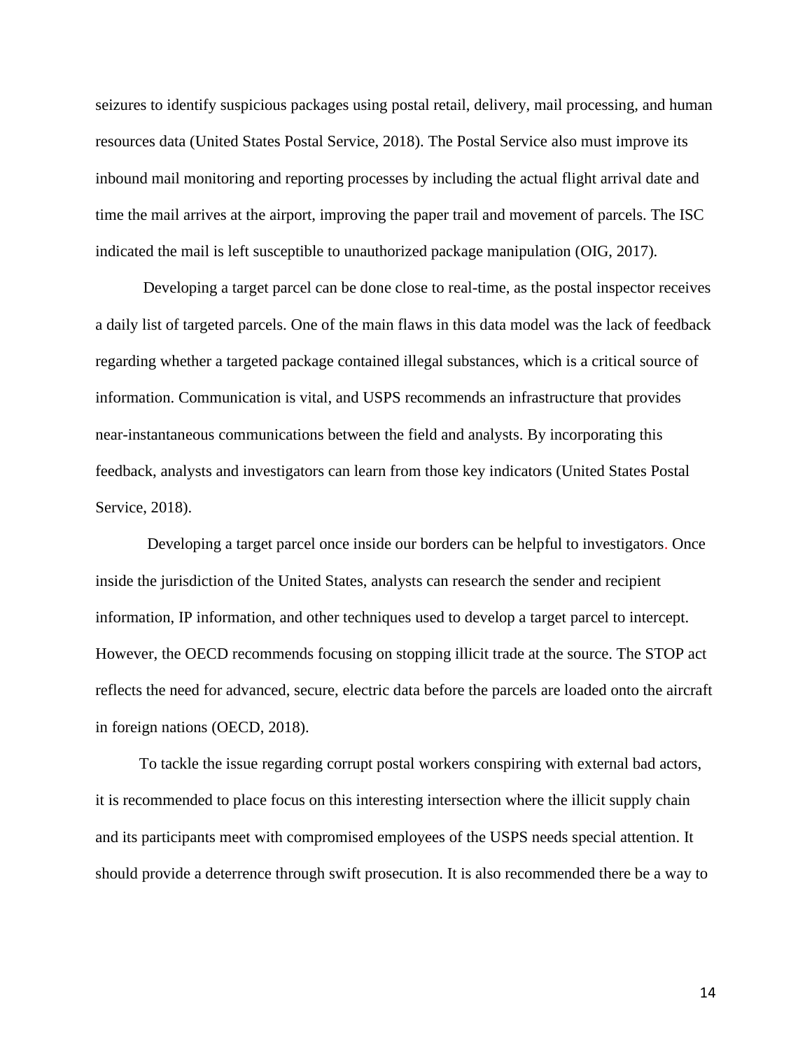seizures to identify suspicious packages using postal retail, delivery, mail processing, and human resources data (United States Postal Service, 2018). The Postal Service also must improve its inbound mail monitoring and reporting processes by including the actual flight arrival date and time the mail arrives at the airport, improving the paper trail and movement of parcels. The ISC indicated the mail is left susceptible to unauthorized package manipulation (OIG, 2017).

Developing a target parcel can be done close to real-time, as the postal inspector receives a daily list of targeted parcels. One of the main flaws in this data model was the lack of feedback regarding whether a targeted package contained illegal substances, which is a critical source of information. Communication is vital, and USPS recommends an infrastructure that provides near-instantaneous communications between the field and analysts. By incorporating this feedback, analysts and investigators can learn from those key indicators (United States Postal Service, 2018).

Developing a target parcel once inside our borders can be helpful to investigators. Once inside the jurisdiction of the United States, analysts can research the sender and recipient information, IP information, and other techniques used to develop a target parcel to intercept. However, the OECD recommends focusing on stopping illicit trade at the source. The STOP act reflects the need for advanced, secure, electric data before the parcels are loaded onto the aircraft in foreign nations (OECD, 2018).

To tackle the issue regarding corrupt postal workers conspiring with external bad actors, it is recommended to place focus on this interesting intersection where the illicit supply chain and its participants meet with compromised employees of the USPS needs special attention. It should provide a deterrence through swift prosecution. It is also recommended there be a way to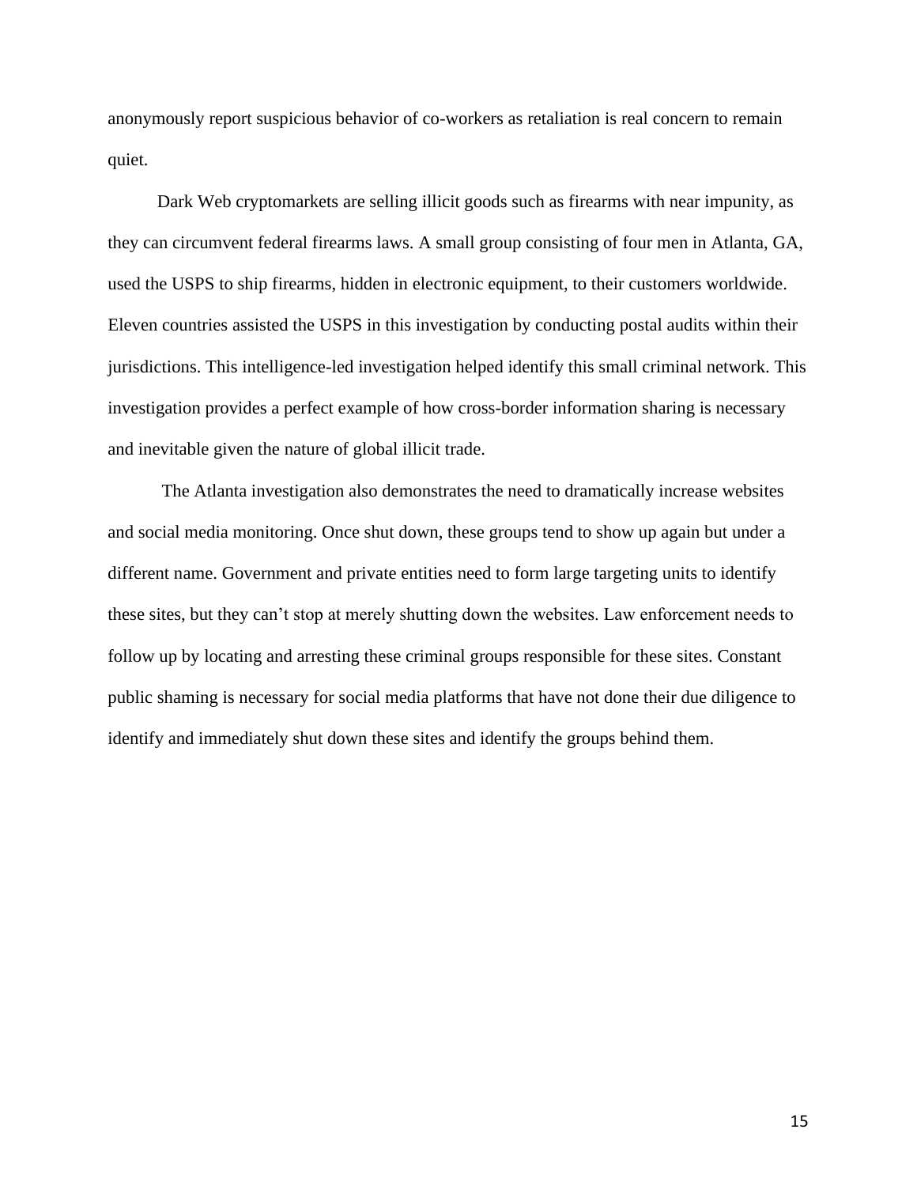anonymously report suspicious behavior of co-workers as retaliation is real concern to remain quiet.

Dark Web cryptomarkets are selling illicit goods such as firearms with near impunity, as they can circumvent federal firearms laws. A small group consisting of four men in Atlanta, GA, used the USPS to ship firearms, hidden in electronic equipment, to their customers worldwide. Eleven countries assisted the USPS in this investigation by conducting postal audits within their jurisdictions. This intelligence-led investigation helped identify this small criminal network. This investigation provides a perfect example of how cross-border information sharing is necessary and inevitable given the nature of global illicit trade.

The Atlanta investigation also demonstrates the need to dramatically increase websites and social media monitoring. Once shut down, these groups tend to show up again but under a different name. Government and private entities need to form large targeting units to identify these sites, but they can't stop at merely shutting down the websites. Law enforcement needs to follow up by locating and arresting these criminal groups responsible for these sites. Constant public shaming is necessary for social media platforms that have not done their due diligence to identify and immediately shut down these sites and identify the groups behind them.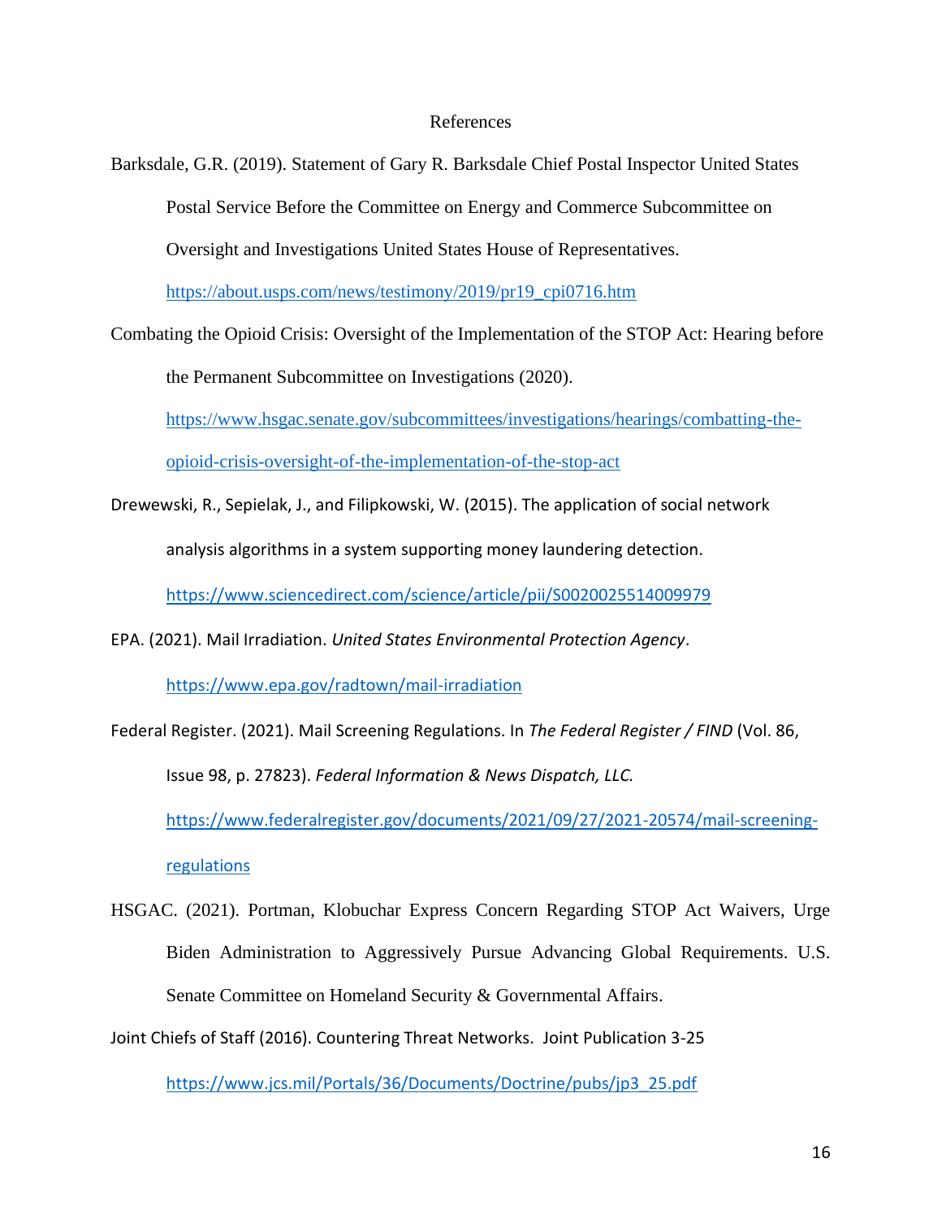# References

Barksdale, G.R. (2019). Statement of Gary R. Barksdale Chief Postal Inspector United States Postal Service Before the Committee on Energy and Commerce Subcommittee on Oversight and Investigations United States House of Representatives. https://about.usps.com/news/testimony/2019/pr19_cpi0716.htm

Combating the Opioid Crisis: Oversight of the Implementation of the STOP Act: Hearing before the Permanent Subcommittee on Investigations (2020). https://www.hsgac.senate.gov/subcommittees/investigations/hearings/combatting-the-opioid-crisis-oversight-of-the-implementation-of-the-stop-act

Drewewski, R., Sepielak, J., and Filipkowski, W. (2015). The application of social network analysis algorithms in a system supporting money laundering detection. https://www.sciencedirect.com/science/article/pii/S0020025514009979

EPA. (2021). Mail Irradiation. *United States Environmental Protection Agency*. https://www.epa.gov/radtown/mail-irradiation

Federal Register. (2021). Mail Screening Regulations. In *The Federal Register / FIND* (Vol. 86, Issue 98, p. 27823). *Federal Information & News Dispatch, LLC.* https://www.federalregister.gov/documents/2021/09/27/2021-20574/mail-screening-regulations

HSGAC. (2021). Portman, Klobuchar Express Concern Regarding STOP Act Waivers, Urge Biden Administration to Aggressively Pursue Advancing Global Requirements. U.S. Senate Committee on Homeland Security & Governmental Affairs.

Joint Chiefs of Staff (2016). Countering Threat Networks. Joint Publication 3-25 https://www.jcs.mil/Portals/36/Documents/Doctrine/pubs/jp3_25.pdf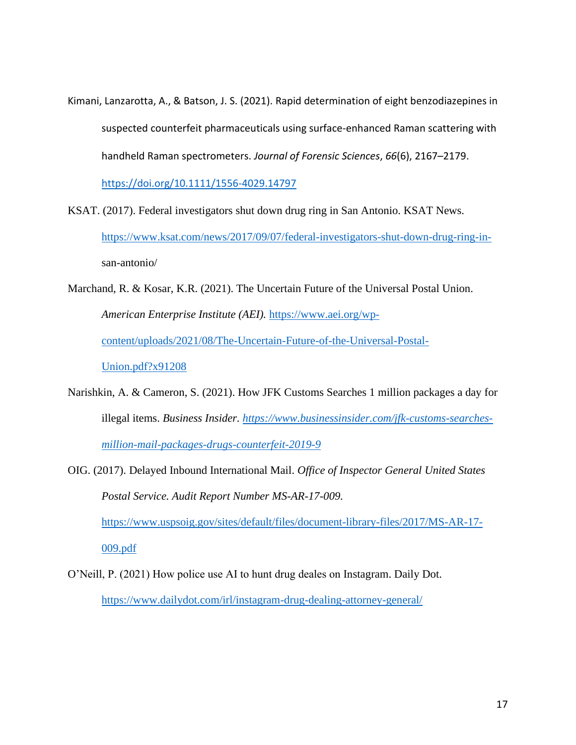Kimani, Lanzarotta, A., & Batson, J. S. (2021). Rapid determination of eight benzodiazepines in suspected counterfeit pharmaceuticals using surface-enhanced Raman scattering with handheld Raman spectrometers. *Journal of Forensic Sciences*, *66*(6), 2167–2179. https://doi.org/10.1111/1556-4029.14797

KSAT. (2017). Federal investigators shut down drug ring in San Antonio. KSAT News. https://www.ksat.com/news/2017/09/07/federal-investigators-shut-down-drug-ring-in-san-antonio/

Marchand, R. & Kosar, K.R. (2021). The Uncertain Future of the Universal Postal Union. *American Enterprise Institute (AEI).* https://www.aei.org/wp-content/uploads/2021/08/The-Uncertain-Future-of-the-Universal-Postal-Union.pdf?x91208

Narishkin, A. & Cameron, S. (2021). How JFK Customs Searches 1 million packages a day for illegal items. *Business Insider*. *https://www.businessinsider.com/jfk-customs-searches-million-mail-packages-drugs-counterfeit-2019-9*

OIG. (2017). Delayed Inbound International Mail. *Office of Inspector General United States Postal Service. Audit Report Number MS-AR-17-009.* https://www.uspsoig.gov/sites/default/files/document-library-files/2017/MS-AR-17-009.pdf

O'Neill, P. (2021) How police use AI to hunt drug deales on Instagram. Daily Dot. https://www.dailydot.com/irl/instagram-drug-dealing-attorney-general/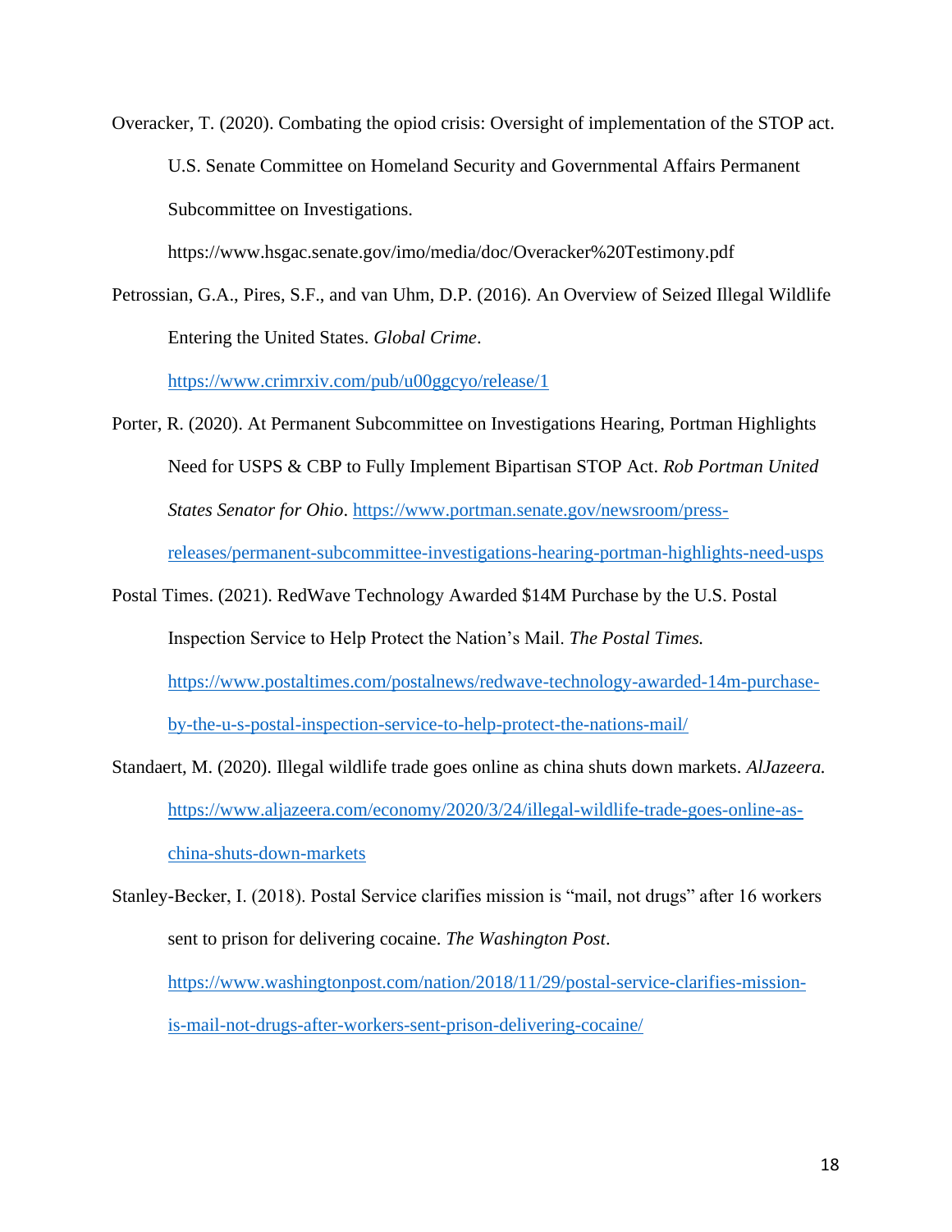Overacker, T. (2020). Combating the opiod crisis: Oversight of implementation of the STOP act. U.S. Senate Committee on Homeland Security and Governmental Affairs Permanent Subcommittee on Investigations. https://www.hsgac.senate.gov/imo/media/doc/Overacker%20Testimony.pdf

Petrossian, G.A., Pires, S.F., and van Uhm, D.P. (2016). An Overview of Seized Illegal Wildlife Entering the United States. *Global Crime*. https://www.crimrxiv.com/pub/u00ggcyo/release/1

Porter, R. (2020). At Permanent Subcommittee on Investigations Hearing, Portman Highlights Need for USPS & CBP to Fully Implement Bipartisan STOP Act. *Rob Portman United States Senator for Ohio*. https://www.portman.senate.gov/newsroom/press-releases/permanent-subcommittee-investigations-hearing-portman-highlights-need-usps

Postal Times. (2021). RedWave Technology Awarded $14M Purchase by the U.S. Postal Inspection Service to Help Protect the Nation's Mail. *The Postal Times.* https://www.postaltimes.com/postalnews/redwave-technology-awarded-14m-purchase-by-the-u-s-postal-inspection-service-to-help-protect-the-nations-mail/

Standaert, M. (2020). Illegal wildlife trade goes online as china shuts down markets. *AlJazeera.* https://www.aljazeera.com/economy/2020/3/24/illegal-wildlife-trade-goes-online-as-china-shuts-down-markets

Stanley-Becker, I. (2018). Postal Service clarifies mission is "mail, not drugs" after 16 workers sent to prison for delivering cocaine. *The Washington Post*. https://www.washingtonpost.com/nation/2018/11/29/postal-service-clarifies-mission-is-mail-not-drugs-after-workers-sent-prison-delivering-cocaine/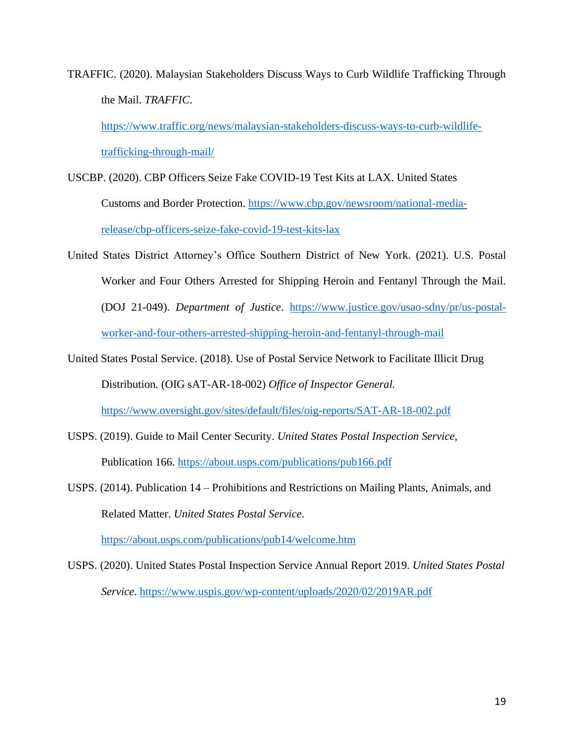TRAFFIC. (2020). Malaysian Stakeholders Discuss Ways to Curb Wildlife Trafficking Through the Mail. *TRAFFIC*. https://www.traffic.org/news/malaysian-stakeholders-discuss-ways-to-curb-wildlife-trafficking-through-mail/

USCBP. (2020). CBP Officers Seize Fake COVID-19 Test Kits at LAX. United States Customs and Border Protection. https://www.cbp.gov/newsroom/national-media-release/cbp-officers-seize-fake-covid-19-test-kits-lax

United States District Attorney's Office Southern District of New York. (2021). U.S. Postal Worker and Four Others Arrested for Shipping Heroin and Fentanyl Through the Mail. (DOJ 21-049). *Department of Justice*. https://www.justice.gov/usao-sdny/pr/us-postal-worker-and-four-others-arrested-shipping-heroin-and-fentanyl-through-mail

United States Postal Service. (2018). Use of Postal Service Network to Facilitate Illicit Drug Distribution. (OIG sAT-AR-18-002) *Office of Inspector General.* https://www.oversight.gov/sites/default/files/oig-reports/SAT-AR-18-002.pdf

USPS. (2019). Guide to Mail Center Security. *United States Postal Inspection Service*, Publication 166. https://about.usps.com/publications/pub166.pdf

USPS. (2014). Publication 14 – Prohibitions and Restrictions on Mailing Plants, Animals, and Related Matter. *United States Postal Service*. https://about.usps.com/publications/pub14/welcome.htm

USPS. (2020). United States Postal Inspection Service Annual Report 2019. *United States Postal Service*. https://www.uspis.gov/wp-content/uploads/2020/02/2019AR.pdf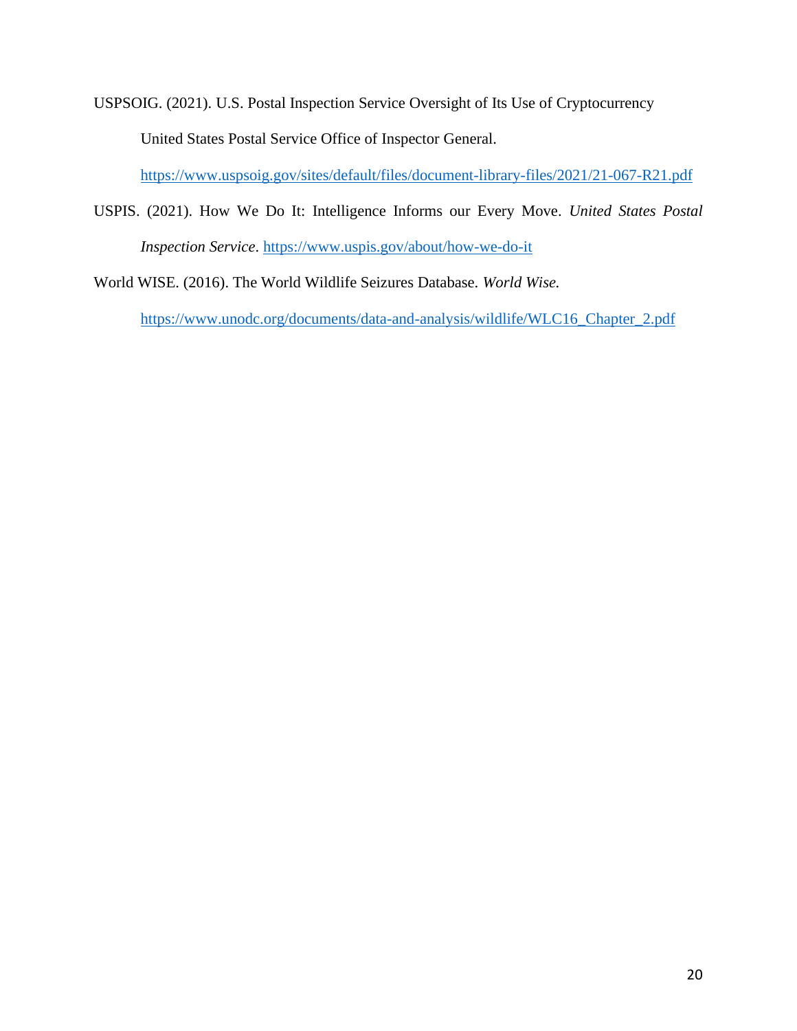USPSOIG. (2021). U.S. Postal Inspection Service Oversight of Its Use of Cryptocurrency United States Postal Service Office of Inspector General. https://www.uspsoig.gov/sites/default/files/document-library-files/2021/21-067-R21.pdf

USPIS. (2021). How We Do It: Intelligence Informs our Every Move. *United States Postal Inspection Service*. https://www.uspis.gov/about/how-we-do-it

World WISE. (2016). The World Wildlife Seizures Database. *World Wise.* https://www.unodc.org/documents/data-and-analysis/wildlife/WLC16_Chapter_2.pdf